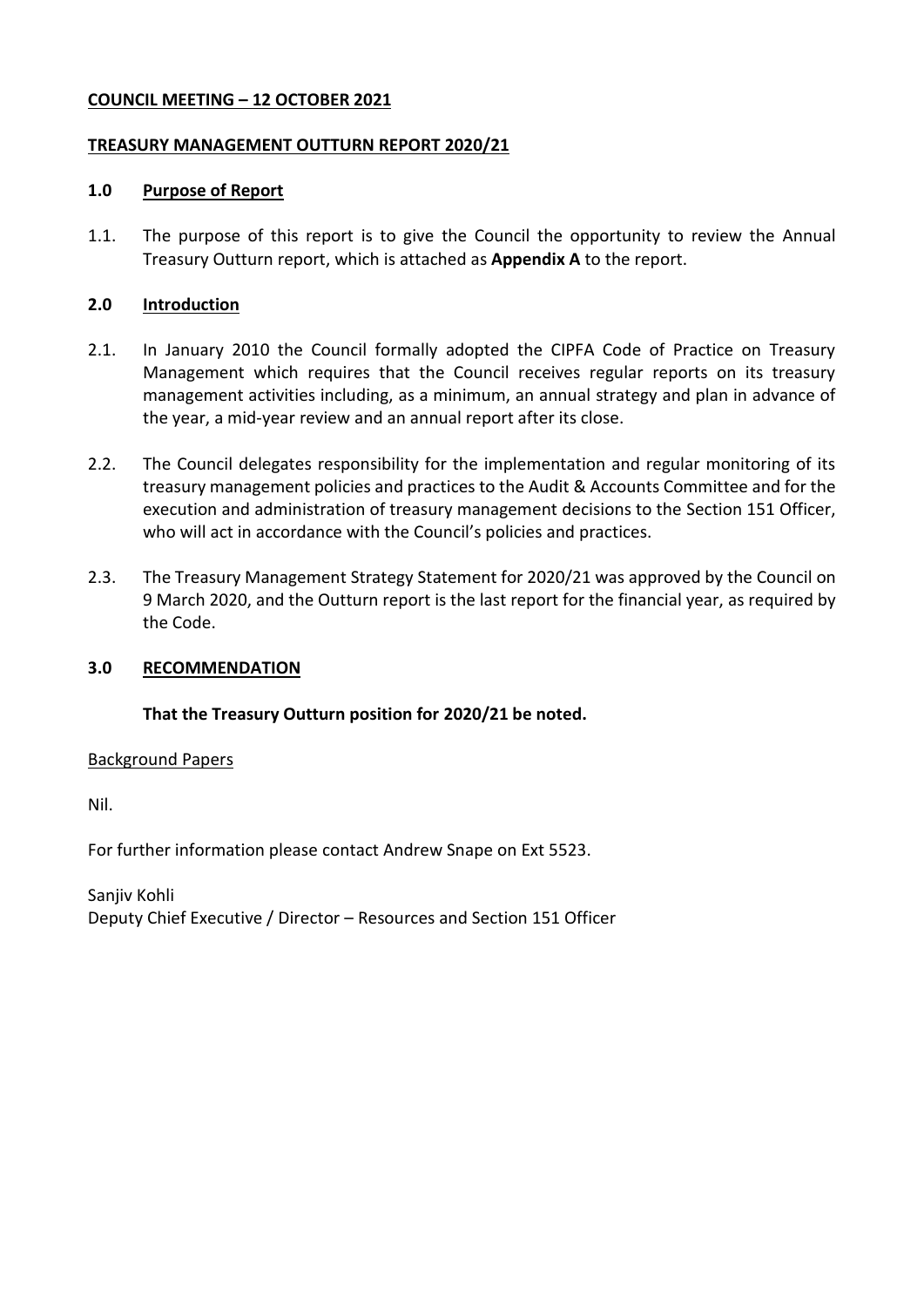**COUNCIL MEETING – 12 OCTOBER 2021**

**TREASURY MANAGEMENT OUTTURN REPORT 2020/21**

## 1.0 Purpose of Report

1.1. The purpose of this report is to give the Council the opportunity to review the Annual Treasury Outturn report, which is attached as **Appendix A** to the report.

## 2.0 Introduction

2.1. In January 2010 the Council formally adopted the CIPFA Code of Practice on Treasury Management which requires that the Council receives regular reports on its treasury management activities including, as a minimum, an annual strategy and plan in advance of the year, a mid-year review and an annual report after its close.

2.2. The Council delegates responsibility for the implementation and regular monitoring of its treasury management policies and practices to the Audit & Accounts Committee and for the execution and administration of treasury management decisions to the Section 151 Officer, who will act in accordance with the Council's policies and practices.

2.3. The Treasury Management Strategy Statement for 2020/21 was approved by the Council on 9 March 2020, and the Outturn report is the last report for the financial year, as required by the Code.

## 3.0 RECOMMENDATION

**That the Treasury Outturn position for 2020/21 be noted.**

Background Papers

Nil.

For further information please contact Andrew Snape on Ext 5523.

Sanjiv Kohli
Deputy Chief Executive / Director – Resources and Section 151 Officer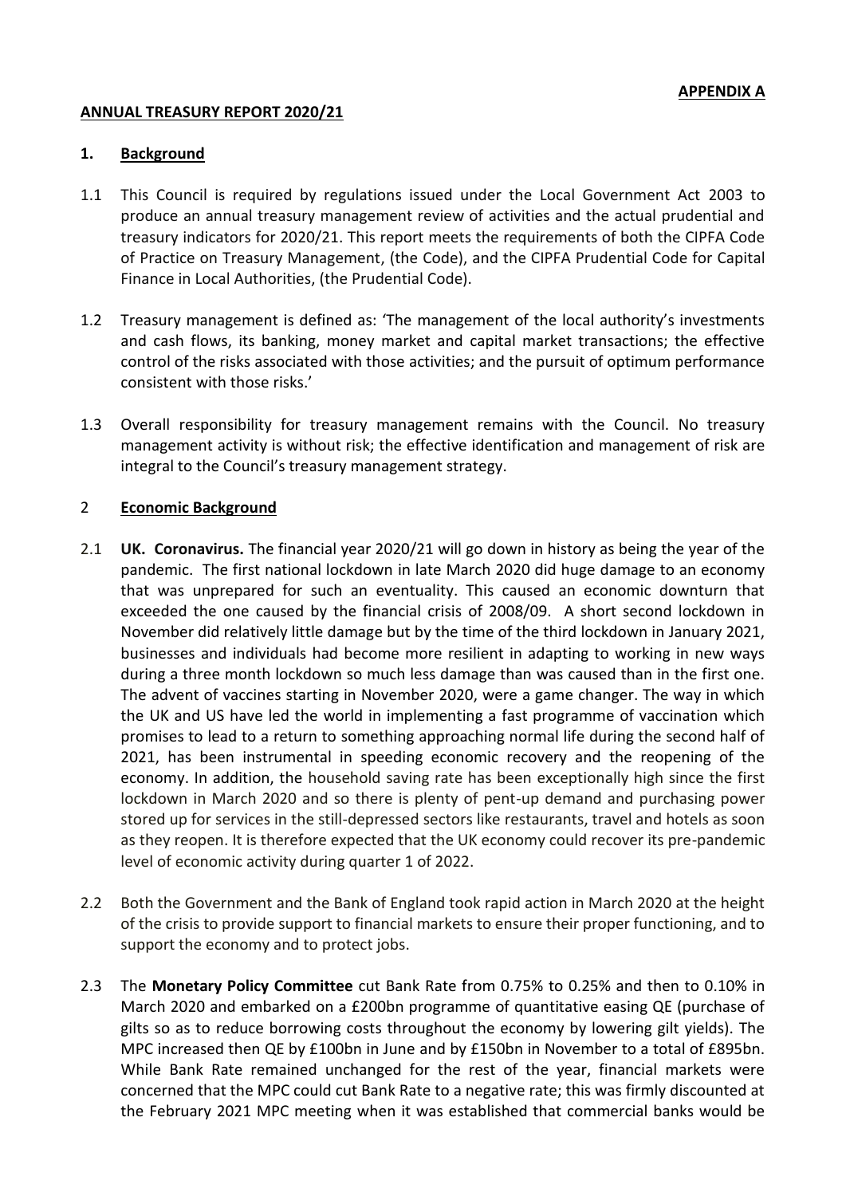**APPENDIX A**

**ANNUAL TREASURY REPORT 2020/21**

## 1. Background

1.1 This Council is required by regulations issued under the Local Government Act 2003 to produce an annual treasury management review of activities and the actual prudential and treasury indicators for 2020/21. This report meets the requirements of both the CIPFA Code of Practice on Treasury Management, (the Code), and the CIPFA Prudential Code for Capital Finance in Local Authorities, (the Prudential Code).

1.2 Treasury management is defined as: 'The management of the local authority's investments and cash flows, its banking, money market and capital market transactions; the effective control of the risks associated with those activities; and the pursuit of optimum performance consistent with those risks.'

1.3 Overall responsibility for treasury management remains with the Council. No treasury management activity is without risk; the effective identification and management of risk are integral to the Council's treasury management strategy.

## 2 Economic Background

2.1 **UK. Coronavirus.** The financial year 2020/21 will go down in history as being the year of the pandemic. The first national lockdown in late March 2020 did huge damage to an economy that was unprepared for such an eventuality. This caused an economic downturn that exceeded the one caused by the financial crisis of 2008/09. A short second lockdown in November did relatively little damage but by the time of the third lockdown in January 2021, businesses and individuals had become more resilient in adapting to working in new ways during a three month lockdown so much less damage than was caused than in the first one. The advent of vaccines starting in November 2020, were a game changer. The way in which the UK and US have led the world in implementing a fast programme of vaccination which promises to lead to a return to something approaching normal life during the second half of 2021, has been instrumental in speeding economic recovery and the reopening of the economy. In addition, the household saving rate has been exceptionally high since the first lockdown in March 2020 and so there is plenty of pent-up demand and purchasing power stored up for services in the still-depressed sectors like restaurants, travel and hotels as soon as they reopen. It is therefore expected that the UK economy could recover its pre-pandemic level of economic activity during quarter 1 of 2022.

2.2 Both the Government and the Bank of England took rapid action in March 2020 at the height of the crisis to provide support to financial markets to ensure their proper functioning, and to support the economy and to protect jobs.

2.3 The **Monetary Policy Committee** cut Bank Rate from 0.75% to 0.25% and then to 0.10% in March 2020 and embarked on a £200bn programme of quantitative easing QE (purchase of gilts so as to reduce borrowing costs throughout the economy by lowering gilt yields). The MPC increased then QE by £100bn in June and by £150bn in November to a total of £895bn. While Bank Rate remained unchanged for the rest of the year, financial markets were concerned that the MPC could cut Bank Rate to a negative rate; this was firmly discounted at the February 2021 MPC meeting when it was established that commercial banks would be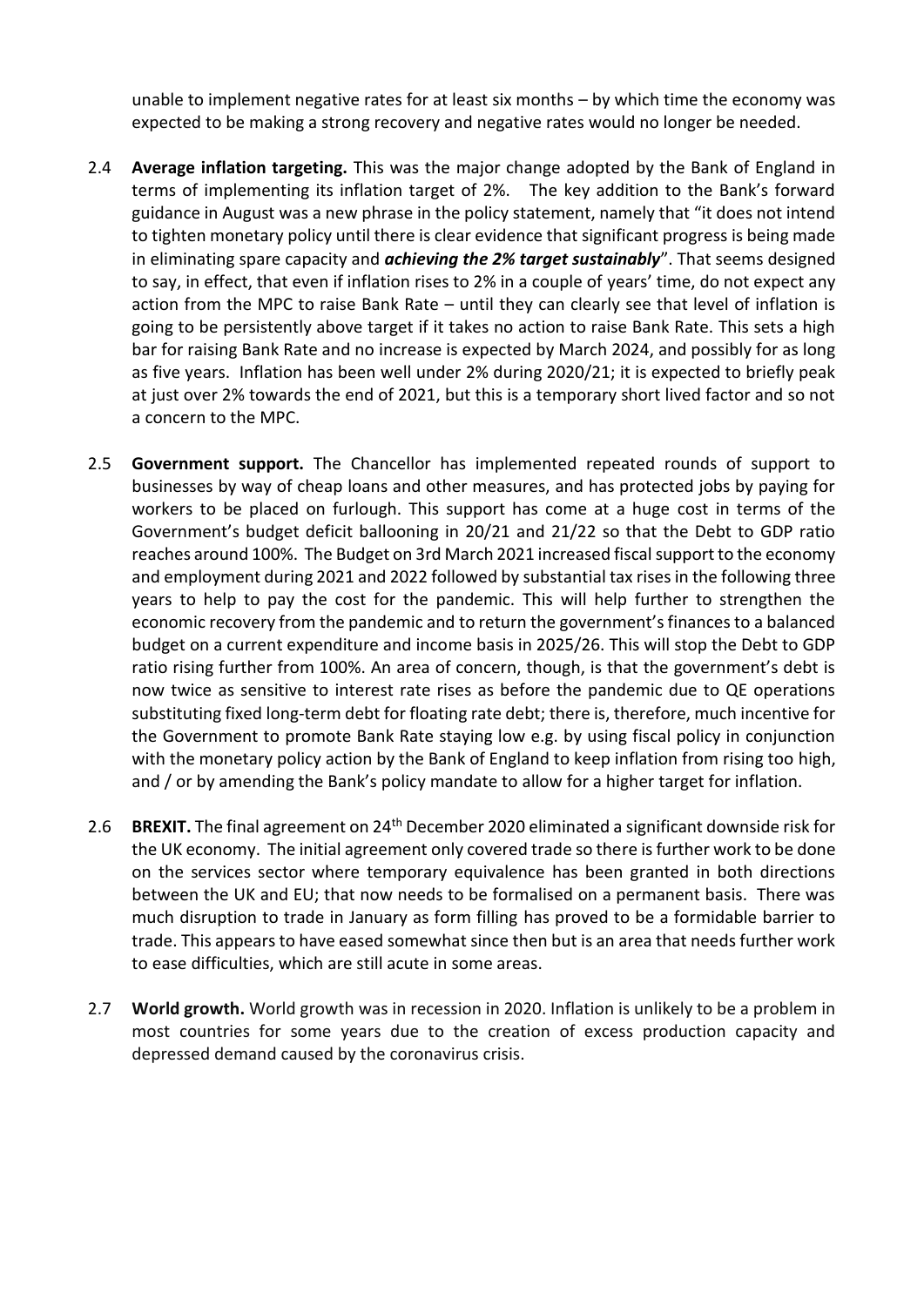unable to implement negative rates for at least six months – by which time the economy was expected to be making a strong recovery and negative rates would no longer be needed.

2.4 **Average inflation targeting.** This was the major change adopted by the Bank of England in terms of implementing its inflation target of 2%. The key addition to the Bank's forward guidance in August was a new phrase in the policy statement, namely that "it does not intend to tighten monetary policy until there is clear evidence that significant progress is being made in eliminating spare capacity and ***achieving the 2% target sustainably***". That seems designed to say, in effect, that even if inflation rises to 2% in a couple of years' time, do not expect any action from the MPC to raise Bank Rate – until they can clearly see that level of inflation is going to be persistently above target if it takes no action to raise Bank Rate. This sets a high bar for raising Bank Rate and no increase is expected by March 2024, and possibly for as long as five years. Inflation has been well under 2% during 2020/21; it is expected to briefly peak at just over 2% towards the end of 2021, but this is a temporary short lived factor and so not a concern to the MPC.

2.5 **Government support.** The Chancellor has implemented repeated rounds of support to businesses by way of cheap loans and other measures, and has protected jobs by paying for workers to be placed on furlough. This support has come at a huge cost in terms of the Government's budget deficit ballooning in 20/21 and 21/22 so that the Debt to GDP ratio reaches around 100%. The Budget on 3rd March 2021 increased fiscal support to the economy and employment during 2021 and 2022 followed by substantial tax rises in the following three years to help to pay the cost for the pandemic. This will help further to strengthen the economic recovery from the pandemic and to return the government's finances to a balanced budget on a current expenditure and income basis in 2025/26. This will stop the Debt to GDP ratio rising further from 100%. An area of concern, though, is that the government's debt is now twice as sensitive to interest rate rises as before the pandemic due to QE operations substituting fixed long-term debt for floating rate debt; there is, therefore, much incentive for the Government to promote Bank Rate staying low e.g. by using fiscal policy in conjunction with the monetary policy action by the Bank of England to keep inflation from rising too high, and / or by amending the Bank's policy mandate to allow for a higher target for inflation.

2.6 **BREXIT.** The final agreement on 24th December 2020 eliminated a significant downside risk for the UK economy. The initial agreement only covered trade so there is further work to be done on the services sector where temporary equivalence has been granted in both directions between the UK and EU; that now needs to be formalised on a permanent basis. There was much disruption to trade in January as form filling has proved to be a formidable barrier to trade. This appears to have eased somewhat since then but is an area that needs further work to ease difficulties, which are still acute in some areas.

2.7 **World growth.** World growth was in recession in 2020. Inflation is unlikely to be a problem in most countries for some years due to the creation of excess production capacity and depressed demand caused by the coronavirus crisis.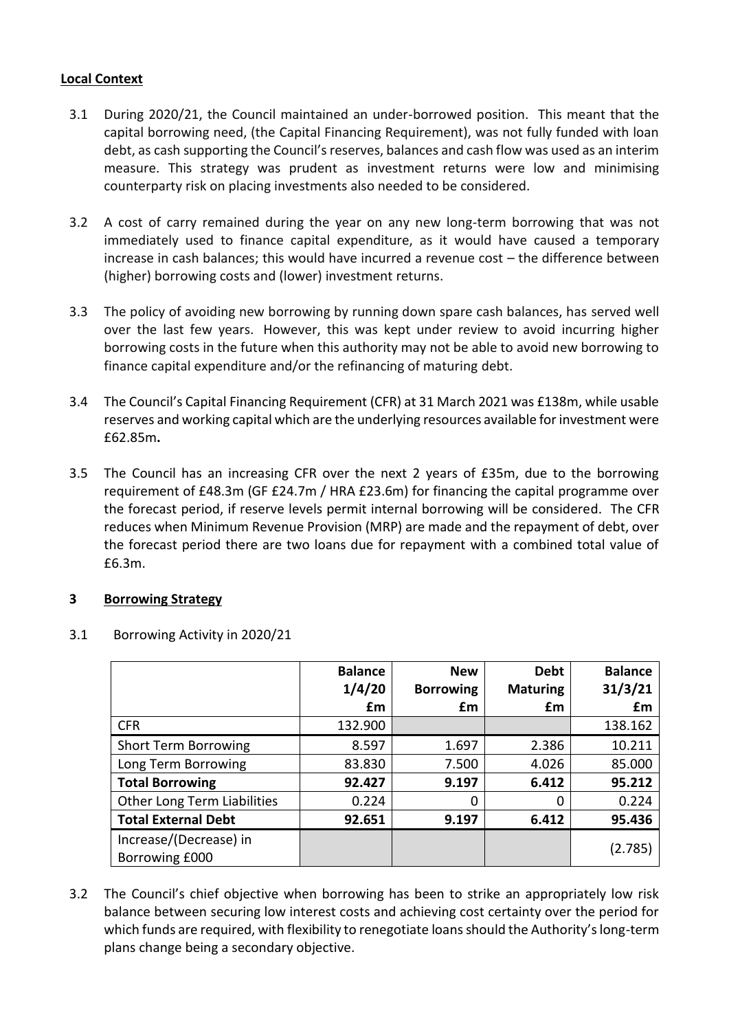**Local Context**

3.1 During 2020/21, the Council maintained an under-borrowed position. This meant that the capital borrowing need, (the Capital Financing Requirement), was not fully funded with loan debt, as cash supporting the Council's reserves, balances and cash flow was used as an interim measure. This strategy was prudent as investment returns were low and minimising counterparty risk on placing investments also needed to be considered.

3.2 A cost of carry remained during the year on any new long-term borrowing that was not immediately used to finance capital expenditure, as it would have caused a temporary increase in cash balances; this would have incurred a revenue cost – the difference between (higher) borrowing costs and (lower) investment returns.

3.3 The policy of avoiding new borrowing by running down spare cash balances, has served well over the last few years. However, this was kept under review to avoid incurring higher borrowing costs in the future when this authority may not be able to avoid new borrowing to finance capital expenditure and/or the refinancing of maturing debt.

3.4 The Council's Capital Financing Requirement (CFR) at 31 March 2021 was £138m, while usable reserves and working capital which are the underlying resources available for investment were £62.85m**.**

3.5 The Council has an increasing CFR over the next 2 years of £35m, due to the borrowing requirement of £48.3m (GF £24.7m / HRA £23.6m) for financing the capital programme over the forecast period, if reserve levels permit internal borrowing will be considered. The CFR reduces when Minimum Revenue Provision (MRP) are made and the repayment of debt, over the forecast period there are two loans due for repayment with a combined total value of £6.3m.

## 3 Borrowing Strategy

3.1 Borrowing Activity in 2020/21

| | Balance 1/4/20 £m | New Borrowing £m | Debt Maturing £m | Balance 31/3/21 £m |
|---|---|---|---|---|
| CFR | 132.900 | | | 138.162 |
| Short Term Borrowing | 8.597 | 1.697 | 2.386 | 10.211 |
| Long Term Borrowing | 83.830 | 7.500 | 4.026 | 85.000 |
| **Total Borrowing** | **92.427** | **9.197** | **6.412** | **95.212** |
| Other Long Term Liabilities | 0.224 | 0 | 0 | 0.224 |
| **Total External Debt** | **92.651** | **9.197** | **6.412** | **95.436** |
| Increase/(Decrease) in Borrowing £000 | | | | (2.785) |

3.2 The Council's chief objective when borrowing has been to strike an appropriately low risk balance between securing low interest costs and achieving cost certainty over the period for which funds are required, with flexibility to renegotiate loans should the Authority's long-term plans change being a secondary objective.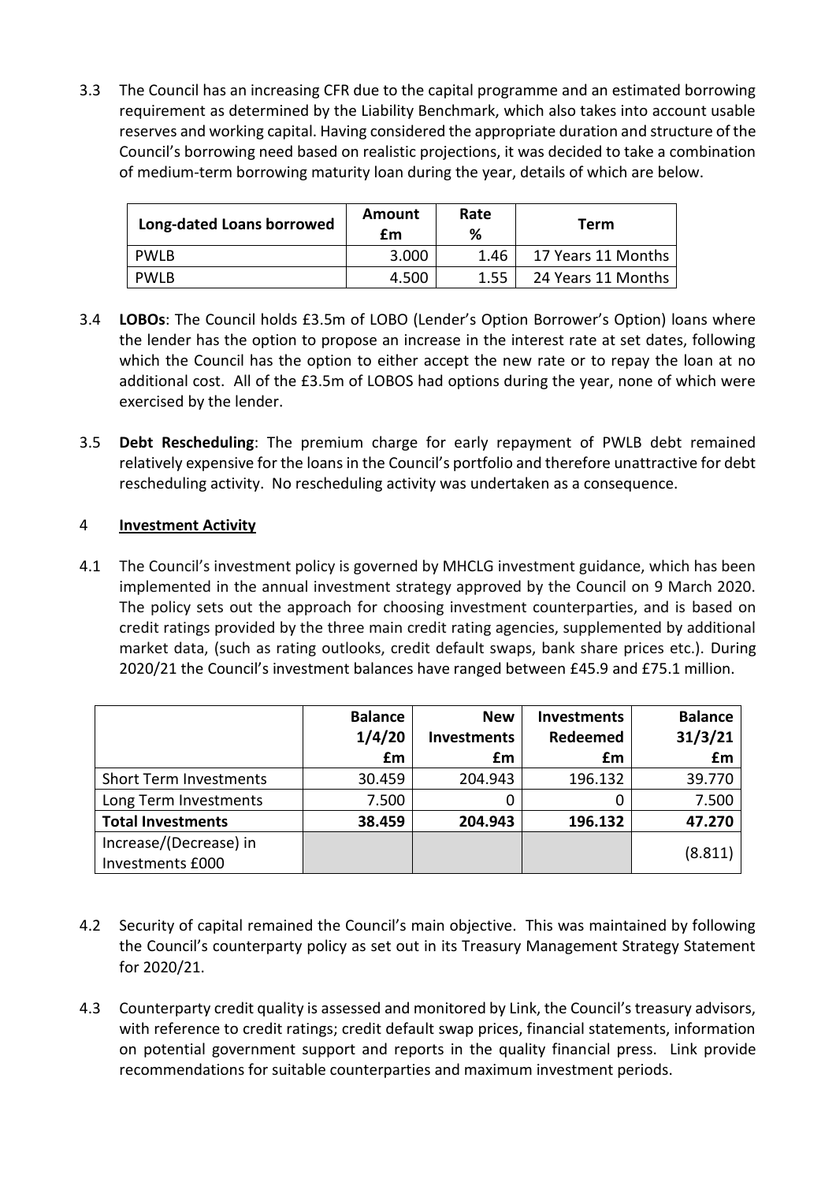3.3 The Council has an increasing CFR due to the capital programme and an estimated borrowing requirement as determined by the Liability Benchmark, which also takes into account usable reserves and working capital. Having considered the appropriate duration and structure of the Council's borrowing need based on realistic projections, it was decided to take a combination of medium-term borrowing maturity loan during the year, details of which are below.

| Long-dated Loans borrowed | Amount £m | Rate % | Term |
|---|---|---|---|
| PWLB | 3.000 | 1.46 | 17 Years 11 Months |
| PWLB | 4.500 | 1.55 | 24 Years 11 Months |

3.4 **LOBOs**: The Council holds £3.5m of LOBO (Lender's Option Borrower's Option) loans where the lender has the option to propose an increase in the interest rate at set dates, following which the Council has the option to either accept the new rate or to repay the loan at no additional cost. All of the £3.5m of LOBOS had options during the year, none of which were exercised by the lender.

3.5 **Debt Rescheduling**: The premium charge for early repayment of PWLB debt remained relatively expensive for the loans in the Council's portfolio and therefore unattractive for debt rescheduling activity. No rescheduling activity was undertaken as a consequence.

## 4 Investment Activity

4.1 The Council's investment policy is governed by MHCLG investment guidance, which has been implemented in the annual investment strategy approved by the Council on 9 March 2020. The policy sets out the approach for choosing investment counterparties, and is based on credit ratings provided by the three main credit rating agencies, supplemented by additional market data, (such as rating outlooks, credit default swaps, bank share prices etc.). During 2020/21 the Council's investment balances have ranged between £45.9 and £75.1 million.

| | Balance 1/4/20 £m | New Investments £m | Investments Redeemed £m | Balance 31/3/21 £m |
|---|---|---|---|---|
| Short Term Investments | 30.459 | 204.943 | 196.132 | 39.770 |
| Long Term Investments | 7.500 | 0 | 0 | 7.500 |
| **Total Investments** | **38.459** | **204.943** | **196.132** | **47.270** |
| Increase/(Decrease) in Investments £000 | | | | (8.811) |

4.2 Security of capital remained the Council's main objective. This was maintained by following the Council's counterparty policy as set out in its Treasury Management Strategy Statement for 2020/21.

4.3 Counterparty credit quality is assessed and monitored by Link, the Council's treasury advisors, with reference to credit ratings; credit default swap prices, financial statements, information on potential government support and reports in the quality financial press. Link provide recommendations for suitable counterparties and maximum investment periods.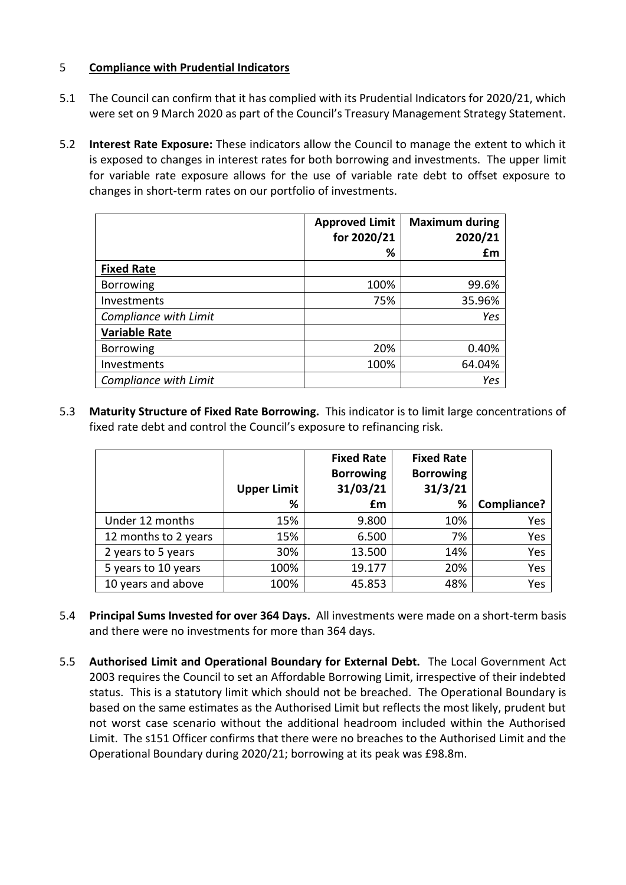## 5 **Compliance with Prudential Indicators**

5.1 The Council can confirm that it has complied with its Prudential Indicators for 2020/21, which were set on 9 March 2020 as part of the Council's Treasury Management Strategy Statement.

5.2 **Interest Rate Exposure:** These indicators allow the Council to manage the extent to which it is exposed to changes in interest rates for both borrowing and investments. The upper limit for variable rate exposure allows for the use of variable rate debt to offset exposure to changes in short-term rates on our portfolio of investments.

| | Approved Limit for 2020/21 % | Maximum during 2020/21 £m |
|---|---|---|
| **Fixed Rate** | | |
| Borrowing | 100% | 99.6% |
| Investments | 75% | 35.96% |
| *Compliance with Limit* | | *Yes* |
| **Variable Rate** | | |
| Borrowing | 20% | 0.40% |
| Investments | 100% | 64.04% |
| *Compliance with Limit* | | *Yes* |

5.3 **Maturity Structure of Fixed Rate Borrowing.** This indicator is to limit large concentrations of fixed rate debt and control the Council's exposure to refinancing risk.

| | Upper Limit % | Fixed Rate Borrowing 31/03/21 £m | Fixed Rate Borrowing 31/3/21 % | Compliance? |
|---|---|---|---|---|
| Under 12 months | 15% | 9.800 | 10% | Yes |
| 12 months to 2 years | 15% | 6.500 | 7% | Yes |
| 2 years to 5 years | 30% | 13.500 | 14% | Yes |
| 5 years to 10 years | 100% | 19.177 | 20% | Yes |
| 10 years and above | 100% | 45.853 | 48% | Yes |

5.4 **Principal Sums Invested for over 364 Days.** All investments were made on a short-term basis and there were no investments for more than 364 days.

5.5 **Authorised Limit and Operational Boundary for External Debt.** The Local Government Act 2003 requires the Council to set an Affordable Borrowing Limit, irrespective of their indebted status. This is a statutory limit which should not be breached. The Operational Boundary is based on the same estimates as the Authorised Limit but reflects the most likely, prudent but not worst case scenario without the additional headroom included within the Authorised Limit. The s151 Officer confirms that there were no breaches to the Authorised Limit and the Operational Boundary during 2020/21; borrowing at its peak was £98.8m.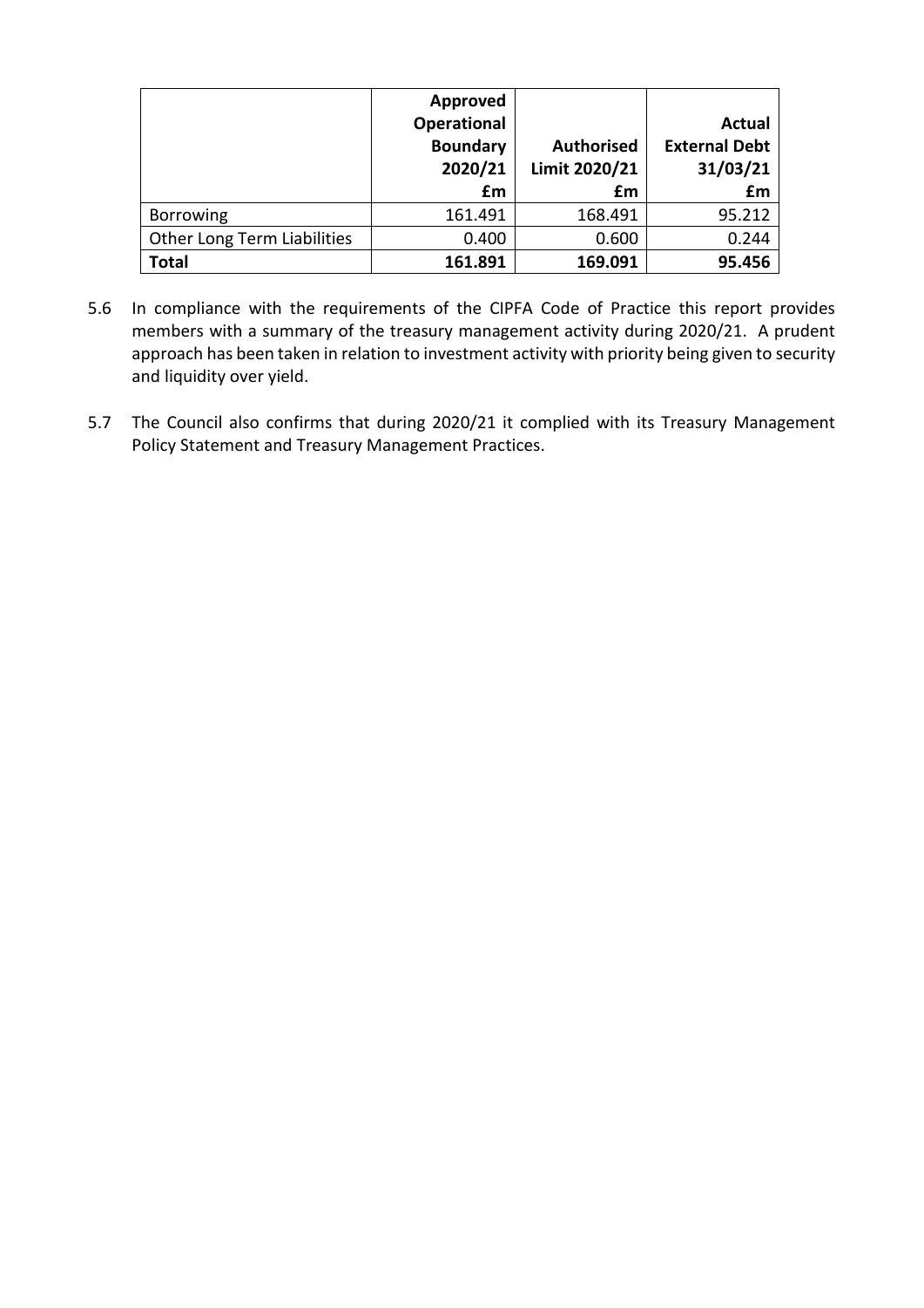| | Approved Operational Boundary 2020/21 £m | Authorised Limit 2020/21 £m | Actual External Debt 31/03/21 £m |
|---|---|---|---|
| Borrowing | 161.491 | 168.491 | 95.212 |
| Other Long Term Liabilities | 0.400 | 0.600 | 0.244 |
| **Total** | **161.891** | **169.091** | **95.456** |

5.6 In compliance with the requirements of the CIPFA Code of Practice this report provides members with a summary of the treasury management activity during 2020/21. A prudent approach has been taken in relation to investment activity with priority being given to security and liquidity over yield.

5.7 The Council also confirms that during 2020/21 it complied with its Treasury Management Policy Statement and Treasury Management Practices.